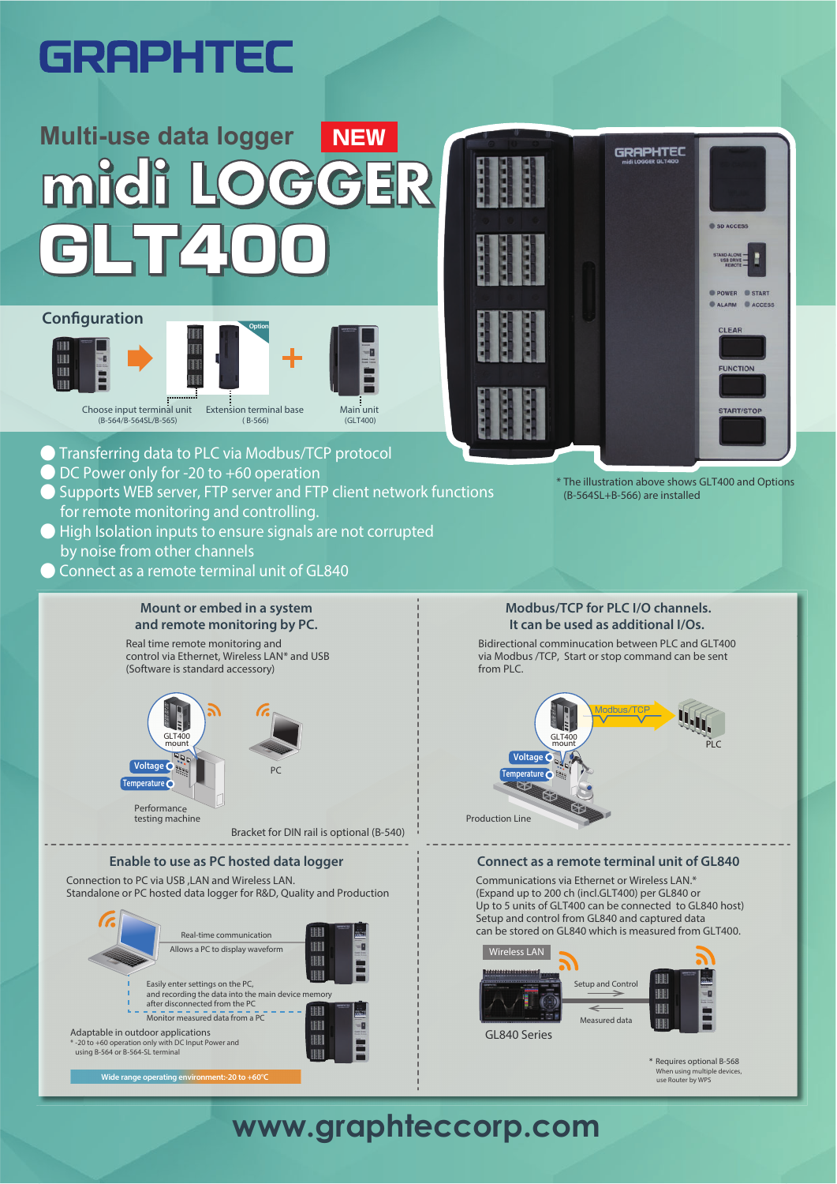# GRAPHTEC

## Multi-use data logger **NEW**

# midi LOGGER GLT400

### Configuration

Choose input terminal unit (B-564/B-564SL/B-565) → Extension terminal base (B-566) Option + Main unit (GLT400)

* The illustration above shows GLT400 and Options (B-564SL+B-566) are installed

- Transferring data to PLC via Modbus/TCP protocol
- DC Power only for -20 to +60 operation
- Supports WEB server, FTP server and FTP client network functions for remote monitoring and controlling.
- High Isolation inputs to ensure signals are not corrupted by noise from other channels
- Connect as a remote terminal unit of GL840

### Mount or embed in a system and remote monitoring by PC.

Real time remote monitoring and control via Ethernet, Wireless LAN* and USB (Software is standard accessory)

GLT400 mount / Voltage / Temperature / PC / Performance testing machine

Bracket for DIN rail is optional (B-540)

### Modbus/TCP for PLC I/O channels. It can be used as additional I/Os.

Bidirectional communication between PLC and GLT400 via Modbus /TCP, Start or stop command can be sent from PLC.

GLT400 mount / Modbus/TCP / PLC / Voltage / Temperature / Production Line

### Enable to use as PC hosted data logger

Connection to PC via USB ,LAN and Wireless LAN.
Standalone or PC hosted data logger for R&D, Quality and Production

Real-time communication
Allows a PC to display waveform

Easily enter settings on the PC, and recording the data into the main device memory after disconnected from the PC

Monitor measured data from a PC

Adaptable in outdoor applications
* -20 to +60 operation only with DC Input Power and using B-564 or B-564-SL terminal

Wide range operating environment:-20 to +60°C

### Connect as a remote terminal unit of GL840

Communications via Ethernet or Wireless LAN.*
(Expand up to 200 ch (incl.GLT400) per GL840 or
Up to 5 units of GLT400 can be connected to GL840 host)
Setup and control from GL840 and captured data can be stored on GL840 which is measured from GLT400.

Wireless LAN

Setup and Control / Measured data

GL840 Series

* Requires optional B-568
When using multiple devices, use Router by WPS

**www.graphteccorp.com**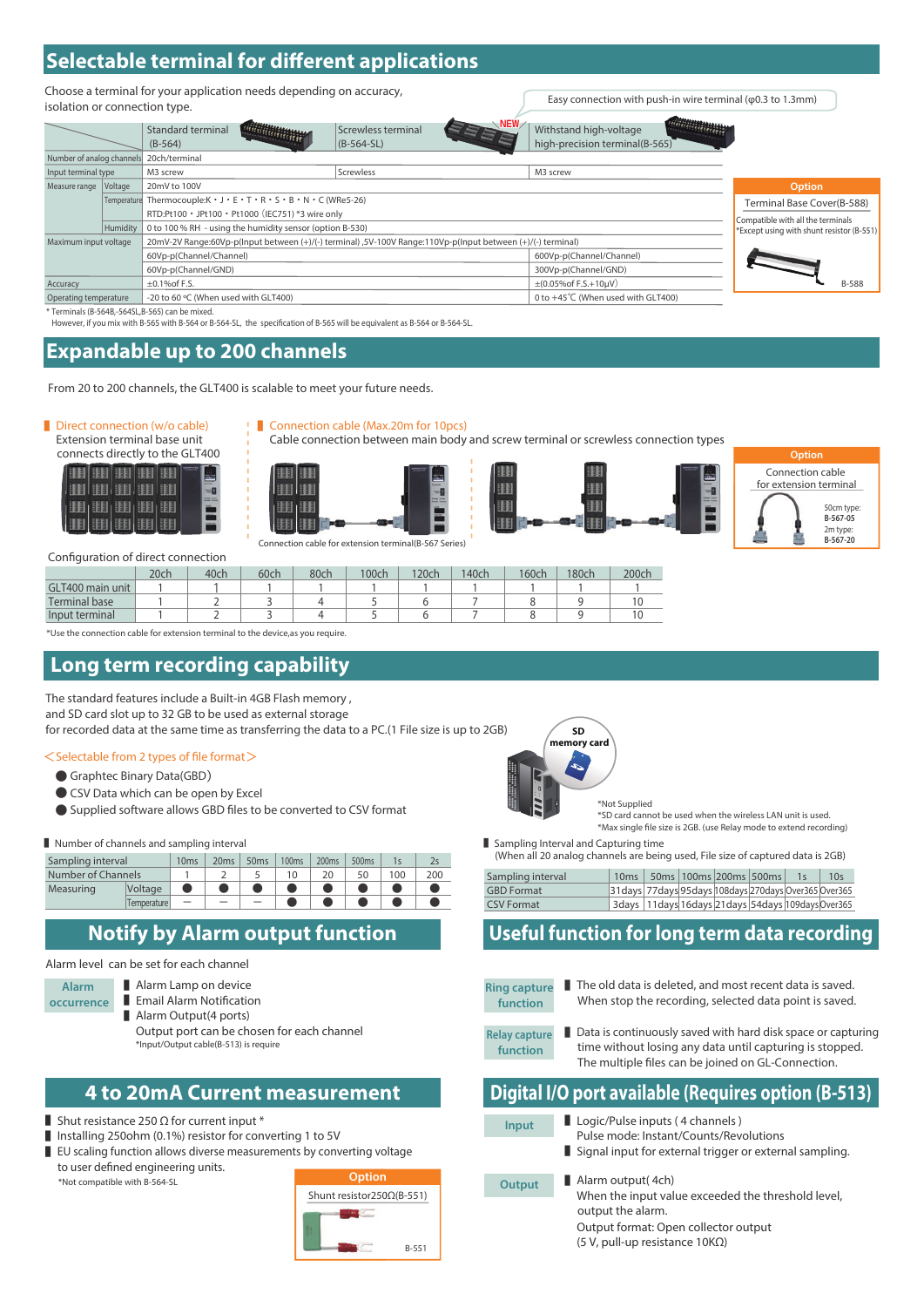## Selectable terminal for different applications

Choose a terminal for your application needs depending on accuracy, isolation or connection type.

Easy connection with push-in wire terminal (φ0.3 to 1.3mm)

| | | Standard terminal (B-564) | Screwless terminal (B-564-SL) NEW | Withstand high-voltage high-precision terminal(B-565) |
|---|---|---|---|---|
| Number of analog channels | | 20ch/terminal | | |
| Input terminal type | | M3 screw | Screwless | M3 screw |
| Measure range | Voltage | 20mV to 100V | | |
| | Temperature | Thermocouple:K・J・E・T・R・S・B・N・C (WRe5-26) RTD:Pt100・JPt100・Pt1000 (IEC751) *3 wire only | | |
| | Humidity | 0 to 100 % RH - using the humidity sensor (option B-530) | | |
| Maximum input voltage | | 20mV-2V Range:60Vp-p(Input between (+)/(-) terminal) ,5V-100V Range:110Vp-p(Input between (+)/(-) terminal) | | |
| | | 60Vp-p(Channel/Channel) | | 600Vp-p(Channel/Channel) |
| | | 60Vp-p(Channel/GND) | | 300Vp-p(Channel/GND) |
| Accuracy | | ±0.1%of F.S. | | ±(0.05%of F.S.+10μV) |
| Operating temperature | | -20 to 60 ℃ (When used with GLT400) | | 0 to +45℃ (When used with GLT400) |

\* Terminals (B-564B,-564SL,B-565) can be mixed.
However, if you mix with B-565 with B-564 or B-564-SL, the specification of B-565 will be equivalent as B-564 or B-564-SL.

**Option**
Terminal Base Cover(B-588)
Compatible with all the terminals
*Except using with shunt resistor (B-551)
B-588

## Expandable up to 200 channels

From 20 to 200 channels, the GLT400 is scalable to meet your future needs.

**Direct connection (w/o cable)**
Extension terminal base unit connects directly to the GLT400

**Connection cable (Max.20m for 10pcs)**
Cable connection between main body and screw terminal or screwless connection types

Connection cable for extension terminal(B-567 Series)

**Option**
Connection cable for extension terminal
50cm type: B-567-05
2m type: B-567-20

Configuration of direct connection

| | 20ch | 40ch | 60ch | 80ch | 100ch | 120ch | 140ch | 160ch | 180ch | 200ch |
|---|---|---|---|---|---|---|---|---|---|---|
| GLT400 main unit | 1 | 1 | 1 | 1 | 1 | 1 | 1 | 1 | 1 | 1 |
| Terminal base | 1 | 2 | 3 | 4 | 5 | 6 | 7 | 8 | 9 | 10 |
| Input terminal | 1 | 2 | 3 | 4 | 5 | 6 | 7 | 8 | 9 | 10 |

*Use the connection cable for extension terminal to the device,as you require.

## Long term recording capability

The standard features include a Built-in 4GB Flash memory , and SD card slot up to 32 GB to be used as external storage for recorded data at the same time as transferring the data to a PC.(1 File size is up to 2GB)

SD memory card

<Selectable from 2 types of file format>

- Graphtec Binary Data(GBD)
- CSV Data which can be open by Excel
- Supplied software allows GBD files to be converted to CSV format

*Not Supplied
*SD card cannot be used when the wireless LAN unit is used.
*Max single file size is 2GB. (use Relay mode to extend recording)

Number of channels and sampling interval

| Sampling interval | | 10ms | 20ms | 50ms | 100ms | 200ms | 500ms | 1s | 2s |
|---|---|---|---|---|---|---|---|---|---|
| Number of Channels | | 1 | 2 | 5 | 10 | 20 | 50 | 100 | 200 |
| Measuring | Voltage | ● | ● | ● | ● | ● | ● | ● | ● |
| | Temperature | — | — | — | ● | ● | ● | ● | ● |

Sampling Interval and Capturing time
(When all 20 analog channels are being used, File size of captured data is 2GB)

| Sampling interval | 10ms | 50ms | 100ms | 200ms | 500ms | 1s | 10s |
|---|---|---|---|---|---|---|---|
| GBD Format | 31days | 77days | 95days | 108days | 270days | Over365 | Over365 |
| CSV Format | 3days | 11days | 16days | 21days | 54days | 109days | Over365 |

## Notify by Alarm output function

Alarm level can be set for each channel

**Alarm occurrence**
- Alarm Lamp on device
- Email Alarm Notification
- Alarm Output(4 ports)
  Output port can be chosen for each channel
  *Input/Output cable(B-513) is require

## Useful function for long term data recording

**Ring capture function**
- The old data is deleted, and most recent data is saved. When stop the recording, selected data point is saved.

**Relay capture function**
- Data is continuously saved with hard disk space or capturing time without losing any data until capturing is stopped. The multiple files can be joined on GL-Connection.

## 4 to 20mA Current measurement

- Shut resistance 250 Ω for current input *
- Installing 250ohm (0.1%) resistor for converting 1 to 5V
- EU scaling function allows diverse measurements by converting voltage to user defined engineering units.

*Not compatible with B-564-SL

**Option**
Shunt resistor250Ω(B-551)
B-551

## Digital I/O port available (Requires option (B-513)

**Input**
- Logic/Pulse inputs ( 4 channels )
  Pulse mode: Instant/Counts/Revolutions
- Signal input for external trigger or external sampling.

**Output**
- Alarm output( 4ch)
  When the input value exceeded the threshold level, output the alarm.
  Output format: Open collector output
  (5 V, pull-up resistance 10KΩ)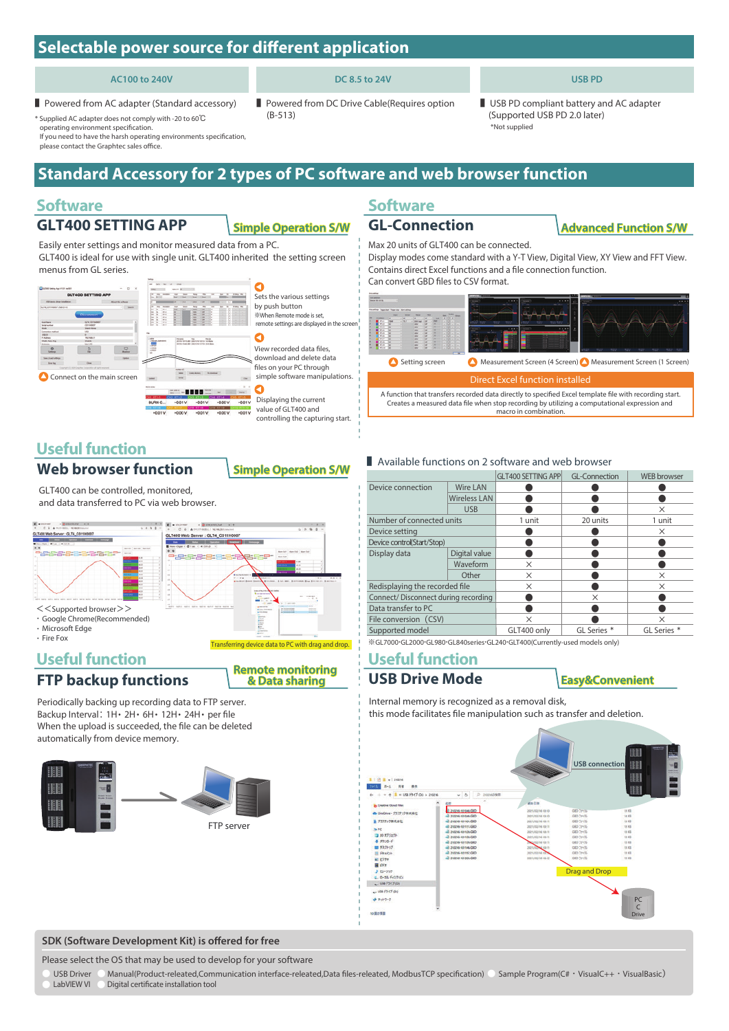## Selectable power source for different application

| AC100 to 240V | DC 8.5 to 24V | USB PD |
|---|---|---|
| Powered from AC adapter (Standard accessory) | Powered from DC Drive Cable(Requires option (B-513) | USB PD compliant battery and AC adapter (Supported USB PD 2.0 later) |

\* Supplied AC adapter does not comply with -20 to 60℃ operating environment specification.
If you need to have the harsh operating environments specification, please contact the Graphtec sales office.

*Not supplied

## Standard Accessory for 2 types of PC software and web browser function

### Software
### GLT400 SETTING APP — Simple Operation S/W

Easily enter settings and monitor measured data from a PC.
GLT400 is ideal for use with single unit. GLT400 inherited the setting screen menus from GL series.

- Connect on the main screen
- Sets the various settings by push button
  ※When Remote mode is set, remote settings are displayed in the screen
- View recorded data files, download and delete data files on your PC through simple software manipulations.
- Displaying the current value of GLT400 and controlling the capturing start.

### Software
### GL-Connection — Advanced Function S/W

Max 20 units of GLT400 can be connected.
Display modes come standard with a Y-T View, Digital View, XY View and FFT View.
Contains direct Excel functions and a file connection function.
Can convert GBD files to CSV format.

- Setting screen
- Measurement Screen (4 Screen)
- Measurement Screen (1 Screen)

**Direct Excel function installed**

A function that transfers recorded data directly to specified Excel template file with recording start.
Creates a measured data file when stop recording by utilizing a computational expression and macro in combination.

### Useful function
### Web browser function — Simple Operation S/W

GLT400 can be controlled, monitored, and data transferred to PC via web browser.

<<Supported browser>>
- Google Chrome(Recommended)
- Microsoft Edge
- Fire Fox

Transferring device data to PC with drag and drop.

### Available functions on 2 software and web browser

| | | GLT400 SETTING APP | GL-Connection | WEB browser |
|---|---|---|---|---|
| Device connection | Wire LAN | ● | ● | ● |
| | Wireless LAN | ● | ● | ● |
| | USB | ● | ● | × |
| Number of connected units | | 1 unit | 20 units | 1 unit |
| Device setting | | ● | ● | × |
| Device control(Start/Stop) | | ● | ● | ● |
| Display data | Digital value | ● | ● | ● |
| | Waveform | × | ● | ● |
| | Other | × | ● | × |
| Redisplaying the recorded file | | × | ● | × |
| Connect/ Disconnect during recording | | ● | × | ● |
| Data transfer to PC | | ● | ● | ● |
| File conversion (CSV) | | × | ● | × |
| Supported model | | GLT400 only | GL Series * | GL Series * |

※GL7000･GL2000･GL980･GL840series･GL240･GLT400(Currently-used models only)

### Useful function
### FTP backup functions — Remote monitoring & Data sharing

Periodically backing up recording data to FTP server.
Backup Interval: 1H･2H･6H･12H･24H･per file
When the upload is succeeded, the file can be deleted automatically from device memory.

FTP server

### Useful function
### USB Drive Mode — Easy&Convenient

Internal memory is recognized as a removal disk,
this mode facilitates file manipulation such as transfer and deletion.

USB connection

Drag and Drop

PC Drive

### SDK (Software Development Kit) is offered for free

Please select the OS that may be used to develop for your software

- USB Driver
- Manual(Product-releated,Communication interface-releated,Data files-releated, ModbusTCP specification)
- Sample Program(C#・VisualC++・VisualBasic)
- LabVIEW VI
- Digital certificate installation tool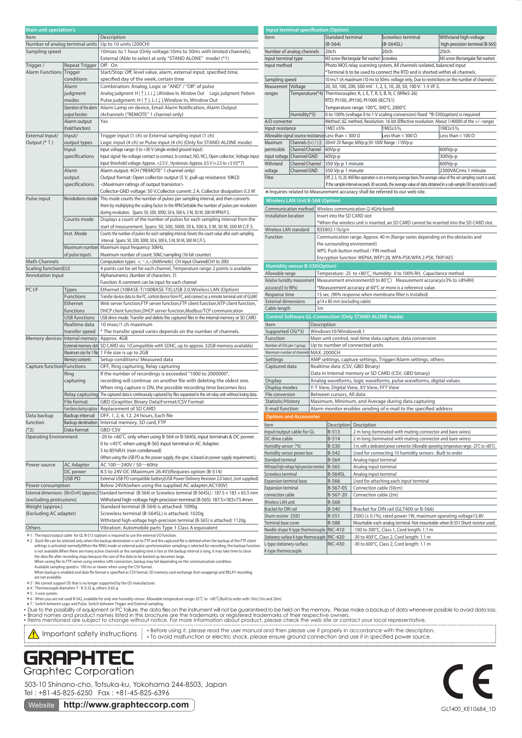## Main unit speciation's

| Item | | Description |
|---|---|---|
| Number of analog terminal units | | Up to 10 units (200CH) |
| Sampling speed | | 10msec to 1 hour (Only voltage:10ms to 50ms with limited channels), External (Able to select at only "STAND ALONE" mode) (*1) |
| Trigger / Alarm Functions | Repeat Trigger | Off · On |
| | Trigger conditions | Start/Stop: Off, level value, alarm, external input, specified time, specified day of the week, certain time |
| | Alarm judgment modes | Combination: Analog, Logic or "AND" / "OR" of pulse<br>Analog judgment: H (↑), L (↓),Window In, Window Out Logic judgment: Pattern<br>Pulse judgment: H (↑), L (↓),Window In, Window Out |
| | Operation of the alarm output function | Alarm Lamp on device, Email Alarm Notification, Alarm Output (4channels ("REMOTE" 1 channel only) |
| | Alarm output (hold function) | Yes |
| External Input/ Output (*1) | Input/ output types | Trigger input (1 ch) or External sampling input (1 ch)<br>Logic input (4 ch) or Pulse input (4 ch) (Only for STAND-ALONE mode) |
| | Input specifications | Input voltage range: 0 to +30 V (single-ended ground input)<br>Input signal: No-voltage contact (a-contact, b-contact, NO, NC), Open collector, Voltage input<br>Input threshold voltage: Approx. +2.5 V , Hysteresis: Approx. 0.5 V (+2.5 to +3 V)(*7) |
| | Alarm output specifications | Alarm output: 4CH ("REMOTE" 1 channel only)<br>Output format: Open collector output (5 V, pull-up resistance 10KΩ)<br><Maximum ratings of output transistor><br>Collector-GND voltage: 50 V,Collector current: 2 A, Collector dissipation: 0.3 W |
| Pulse input | Revolutions mode | This mode counts the number of pulses per sampling interval, and then converts them by multiplying the scaling factor to the RPM.Settable the number of pulses per revolution during revolution. Spans: 50, 500, 5000, 50 k, 500 k, 5 M, 50 M, 500 M RPM/F.S. |
| | Counts mode | Displays a count of the number of pulses for each sampling interval from the start of measurement. Spans: 50, 500, 5000, 50 k, 500 k, 5 M, 50 M, 500 M C/F.S. |
| | Inst. Mode | Counts the number of pulses for each sampling interval. Resets the count value after each sampling interval. Spans: 50, 500, 5000, 50 k, 500 k, 5 M, 50 M, 500 M C/F.S. |
| | Maximum number of pulse inputs | Maximum input frequency: 50kHz,<br>Maximum number of count: 50kC/sampling (16-bit counter) |
| Math Channels | | Computation types: +,−,×,÷(Arithmetic) CH: Input Channel(CH1 to 200) |
| Scaling function(EU) | | 4 points can be set for each channel, Temperature range: 2 points is available |
| Annotation Input | | Alphanumerics ,Number of characters: 31<br>Function: A comment can be input for each channel |
| PC I/F | Types | Ethernet (10BASE-T/100BASE-TX),USB 2.0,Wireless LAN (Option) |
| | Functions | Transfer device data to the PC, control device from PC, and connect as a remote terminal unit of GL840 |
| | Ethernet functions | Web server function,FTP server function,FTP client function,NTP client function, DHCP client function,DHCP server function,Modbus/TCP communication |
| | USB functions | USB drive mode: Transfer and delete the captured files in the internal memory or SD CARD |
| | Realtime data transfer speed | 10 msec/1 ch maximum<br>* The transfer speed varies depends on the number of channels. |
| Memory devices | Internal memory | Approx. 4GB |
| | External memory slot | SD CARD slo: 1(Compatible with SDHC, up to approx. 32GB memory available) |
| | Maximum size for 1 file | 1 File size is up to 2GB |
| | Memory contents | Setup conditions/ Measured data |
| Capture function | Functions | OFF, Ring capturing, Relay capturing |
| | Ring capturing | If the number of recordings is exceeded "1000 to 2000000", recording will continue on another file with deleting the oldest one. When ring capture is ON, the possible recording time becomes less |
| | Relay capturing | The captured data is continuously captured by files separated in the set relay unit without losing data. |
| | File format | GBD (Graphtec Binary Data)Format/CSV Format |
| | Functions during capture | Replacement of SD CARD |
| Data backup function (*2) | Backup interval | OFF, 1, 2, 6, 12, 24 hours, Each file |
| | Backup destination | Internal memory, SD card, FTP |
| | Data format | GBD·CSV |
| Operating Environment | | -20 to +60℃ only when using B-564 or B-564SL input terminals & DC power.<br>0 to +45℃ when using B-565 input terminal or AC Adapter.<br>5 to 85%R.H. (non condensed)<br>(When using the USB PD as the power supply, the spec. is based on power supply requirements.) |
| Power source | AC Adapter | AC 100〜240V / 50〜60Hz |
| | DC power | 8.5 to 24V DC (Maximum 26.4V)(Requires option (B-514) |
| | USB PD | External USB PD compatible battery(USB Power Delivery Revision 2.0 later) ,(not supplied) |
| Power consumption | | Below 24VA(when using the supplied AC adapter,AC100V) |
| External dimensions [W×D×H] (approx.) (excluding protrusions) | | Standard terminal (B-564) or Screwless terminal (B-564SL) : 187.5 × 183 × 65.5 mm<br>Withstand high-voltage high-precision terminal (B-565): 187.5×183×73.4mm |
| Weight (approx.) (Excluding AC adapter) | | Standard terminal (B-564) is attached: 1090g<br>Screwless terminal (B-564SL) is attached: 1020g<br>Withstand high-voltage high-precision terminal (B-565) is attached: 1120g |
| Others | | Vibration: Automobile parts Type 1 Class A equivalent |

*1: The Input/output cable for GL B-513 (option) is required to use the external I/O function.
*2: (Each file can be selected only when the backup destination is set to FTP and the captured file is deleted when the backup of the FTP client settings is activated normally)When the RING mode or external pulse synchronization sampling is selected for recording, the backup function is not available.When there are many active channels or the sampling time is fast or the backup interval is long, it may take time to close the data file after recording stops because the size of the data to be backed up becomes large.
When saving file to FTP server using wireless LAN connection, backup may fail depending on the communication condition.
Available sampling speed is 100 ms or slower when using the CSV format.
When backup is enabled and data file format is specified as CSV format, SD memory card exchange (hot-swapping) and RELAY recording are not available.
*3: We cannot support OS that is no longer supported by the OS manufacturer.
*4: Thermocouple diameters T - K: 0.32 φ, others: 0.65 φ
*5: 3-wire system
*6: When you are not used B-542, available for only one humidity sensor. Allowable temperature range:-25℃ to +80℃(Built to order with 10m,15m and 20m)
*7: Switch between Logic and Pulse. Switch between Trigger and External sampling.

## Input terminal specification (Option)

| Item | | Standard terminal (B-564) | Screwless terminal (B-564SL) | Withstand high-voltage high-precision terminal (B-565) |
|---|---|---|---|---|
| Number of analog channels | | 20ch | 20ch | 20ch |
| Input terminal type | | M3 screw (Rectangular flat washer) | Screwless | M3 screw (Rectangular flat washer) |
| Input method | | Photo MOS relay scanning system, All channels isolated, balanced input<br>*Terminal b to be used to connect the RTD and is shorted within all channels. | | |
| Sampling speed | | 10 ms/1 ch maximum (10 ms to 50ms: voltage only, Due to restrictions on the number of channels) | | |
| Measurement ranges | Voltage | 20, 50, 100, 200, 500 mV; 1, 2, 5, 10, 20, 50, 100 V; 1-5 V F.S. | | |
| | Temperature(*4) | Thermocouples: K, J, E, T, R, S, B, N, C (WRe5-26)<br>RTD: Pt100, JPt100, Pt1000 (IEC751)<br>Temperature range: 100℃, 500℃, 2000℃ | | |
| | Humidity(*5) | 0 to 100% (voltage 0 to 1 V scaling conversion) fixed *B-530(option) is required | | |
| A/D converter | | Method: ΔΣ method, Resolution: 16-bit (Effective resolution: About 1/40000 of the +/− range) | | |
| Input resistance | | 1MΩ ±5% | 1MΩ±5% | 1MΩ±5% |
| Allowable signal source resistance | | Less than < 300 Ω | Less than < 300 Ω | Less than < 100 Ω |
| Maximum permissible input voltage | Channels [(+) / (-)] | 20mV-2V Range: 60Vp-p,5V-100V Range : 110Vp-p | | |
| | Channel/Channel | 60Vp-p | | 600Vp-p |
| | Channel/GND | 60Vp-p | | 300Vp-p |
| Withstand voltage | Channel/Channel | 350 Vp-p 1 minute | | 600Vp-p |
| | Channel/GND | 350 Vp-p 1 minute | | 2300VACrms 1 minute |
| Filter | | Off, 2, 5, 10, 20, 40(Filter operation is on a moving average basis.The average value of the set sampling count is used. If the sample interval exceeds 30 seconds, the average value of data obtained in a sub-sample (30 seconds) is used) | | |

*Inquiries related to Measurement accuracy shall be referred to our web site.

## Wireless LAN Unit B-568 (Option)

| | |
|---|---|
| Communication method | Wireless communication (2.4GHz band) |
| Installation location | Insert into the SD CARD slot<br>*When the wireless unit is inserted, an SD CARD cannot be inserted into the SD CARD slot. |
| Wireless LAN standard | IEEE802.11b/g/n |
| Function | Communication range: Approx. 40 m (Range varies depending on the obstacles and the surrounding environment)<br>WPS: Push button method / PIN method<br>Encryption function: WEP64, WEP128, WPA-PSK/WPA 2-PSK, TKIP/AES |

## Humidity sensor B-530(Option)

| | |
|---|---|
| Allowable range | Temperature: -25 to +80℃, Humidity: 0 to 100% RH, Capacitance method |
| Relative humidity measurement accuracy(5 to 98%) | Measurement environment(0 to 80℃) Measurement accuracy(±3% to ±8%RH)<br>*Measurement accuracy at 60℃ or more is a reference value. |
| Response time | 15 sec. (90% response when membrane filter is installed) |
| External dimensions | φ14 x 80 mm (excluding cable) |
| Cable length | 3m |

## Control Software GL-Connection (Only STAND-ALONE mode)

| Item | Description |
|---|---|
| Supported OS(*3) | Windows10/Windows8.1 |
| Function | Main unit control, real-time data capture, data conversion |
| Number of CHs per 1 group | Up to number of connected units |
| Maximum number of channels | MAX: 2000CH |
| Settings | AMP settings, capture settings, Trigger/Alarm settings, others |
| Captured data | Realtime data (CSV, GBD Binary)<br>Data in Internal memory or SD CARD (CSV, GBD binary) |
| Display | Analog waveforms, logic waveforms, pulse waveforms, digital values |
| Display modes | Y-T View, Digital View, XY View, FFT View |
| File conversion | Between cursors, All data |
| Statistic/History | Maximum, Minimum and Average during data capturing |
| E-mail function | Alarm monitor enables sending of e-mail to the specified address |

## Options and Accessories

| Item | Description | Description |
|---|---|---|
| Input/output cable for GL | B-513 | 2 m long (teminated with mating connector and bare wires) |
| DC drive cable | B-514 | 2 m long (teminated with mating connector and bare wires) |
| Humidity sensor (*6) | B-530 | 3 m, with a dedicated power connector (Allowable operating temperature range: -25℃ to +80℃) |
| Humidity sensor power box | B-542 | Used for connecting 10 humidity sensors : Built to order |
| Standard terminal | B-564 | Analog input terminal |
| Withstand high-voltage high-precision terminal | B-565 | Analog input terminal |
| Screwless terminal | B-564SL | Analog input terminal |
| Expansion terminal base | B-566 | Used for attaching each input terminal |
| Expansion terminal connection cable | B-567-05 | Connection cable (50cm) |
| | B-567-20 | Connection cable (2m) |
| Wireless LAN unit | B-568 | |
| Bracket for DIN rail | B-540 | Bracket for DIN rail (GLT400 or B-566) |
| Shunt resistor 250Ω | B-551 | 250Ω (± 0.1%), rated power 1W, maximum operating voltage15.8V |
| Terminal base cover | B-588 | Mountable each analog terminal. Not mountable when B-551 Shunt resistor used. |
| Needle-shape K-type thermocouple | RIC-410 | -100 to 300℃, Class 1, Cord length: 1.1 m |
| Stationery-surface K-type thermocouple | RIC-420 | -30 to 400℃, Class 2, Cord length: 1.1 m |
| L-type stationery-surface K-type thermocouple | RIC-430 | -30 to 600℃, Class 2, Cord length: 1.1 m |

- Due to the possibility of equipment or PC failure, the data files on the instrument will not be guaranteed to be held on the memory. Please make a backup of data whenever possible to avoid data loss.
- Brand names and product names listed in this brochure are the trademarks or registered trademarks of their respective owners.
- Items mentioned are subject to change without notice. For more information about product, please check the web site or contact your local representative.

⚠ Important safety instructions
- Before using it, please read the user manual and then please use it properly in accordance with the description.
- To avoid malfunction or electric shock, please ensure ground connection and use it in specified power source.

**GRAPHTEC**
Graphtec Corporation

503-10 Shinano-cho, Totsuka-ku, Yokohama 244-8503, Japan
Tel : +81-45-825-6250 Fax : +81-45-825-6396

Website **http://www.graphteccorp.com**

CE

GLT400_KE10684_1D